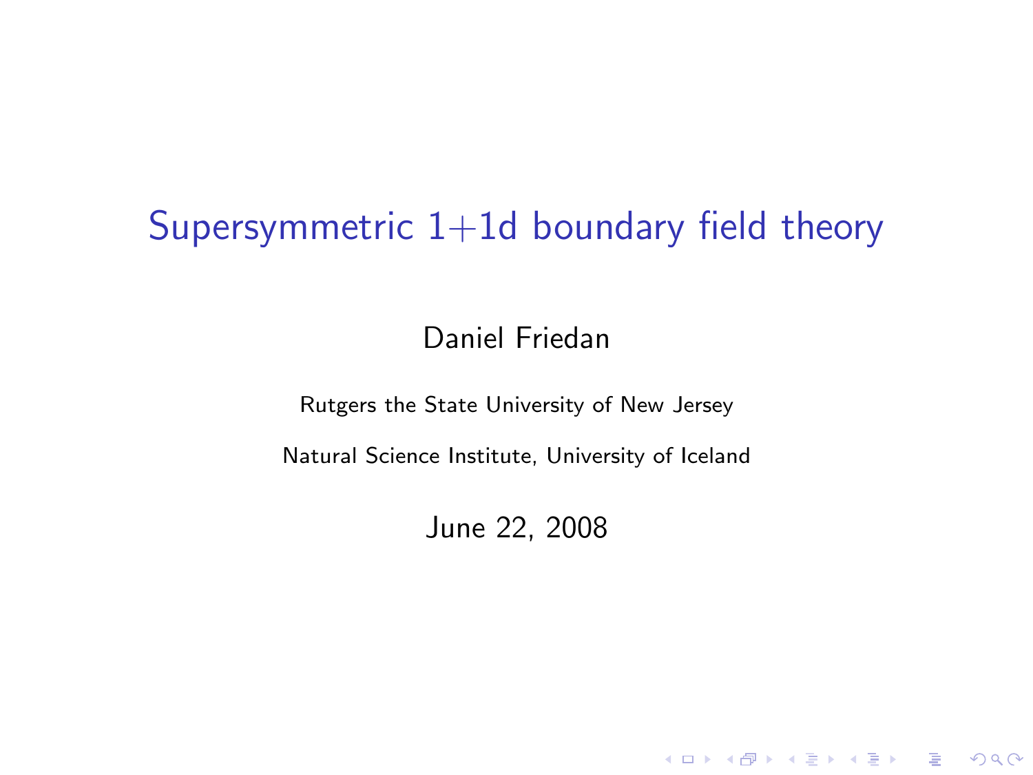# Supersymmetric 1+1d boundary field theory

Daniel Friedan

Rutgers the State University of New Jersey

Natural Science Institute, University of Iceland

June 22, 2008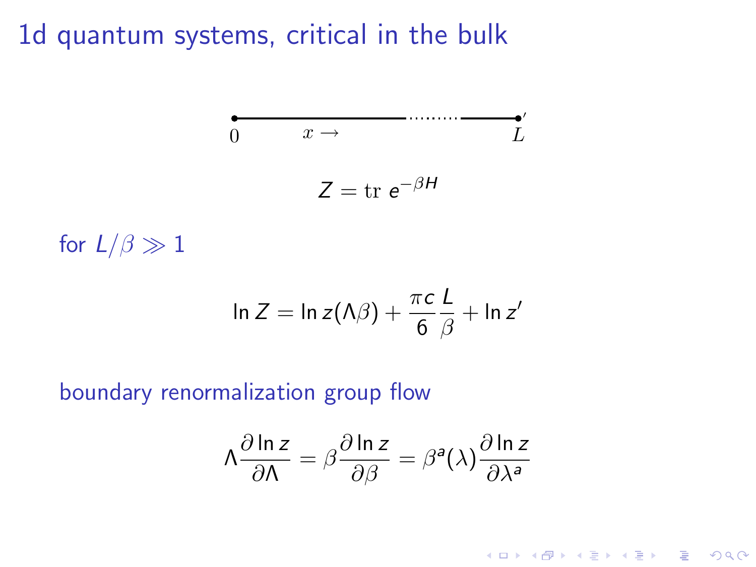# 1d quantum systems, critical in the bulk

$0$ $\quad x \rightarrow \quad$ $L$

$$Z = \mathrm{tr}\; e^{-\beta H}$$

for $L/\beta \gg 1$

$$\ln Z = \ln z(\Lambda\beta) + \frac{\pi c}{6}\frac{L}{\beta} + \ln z'$$

boundary renormalization group flow

$$\Lambda \frac{\partial \ln z}{\partial \Lambda} = \beta \frac{\partial \ln z}{\partial \beta} = \beta^a(\lambda) \frac{\partial \ln z}{\partial \lambda^a}$$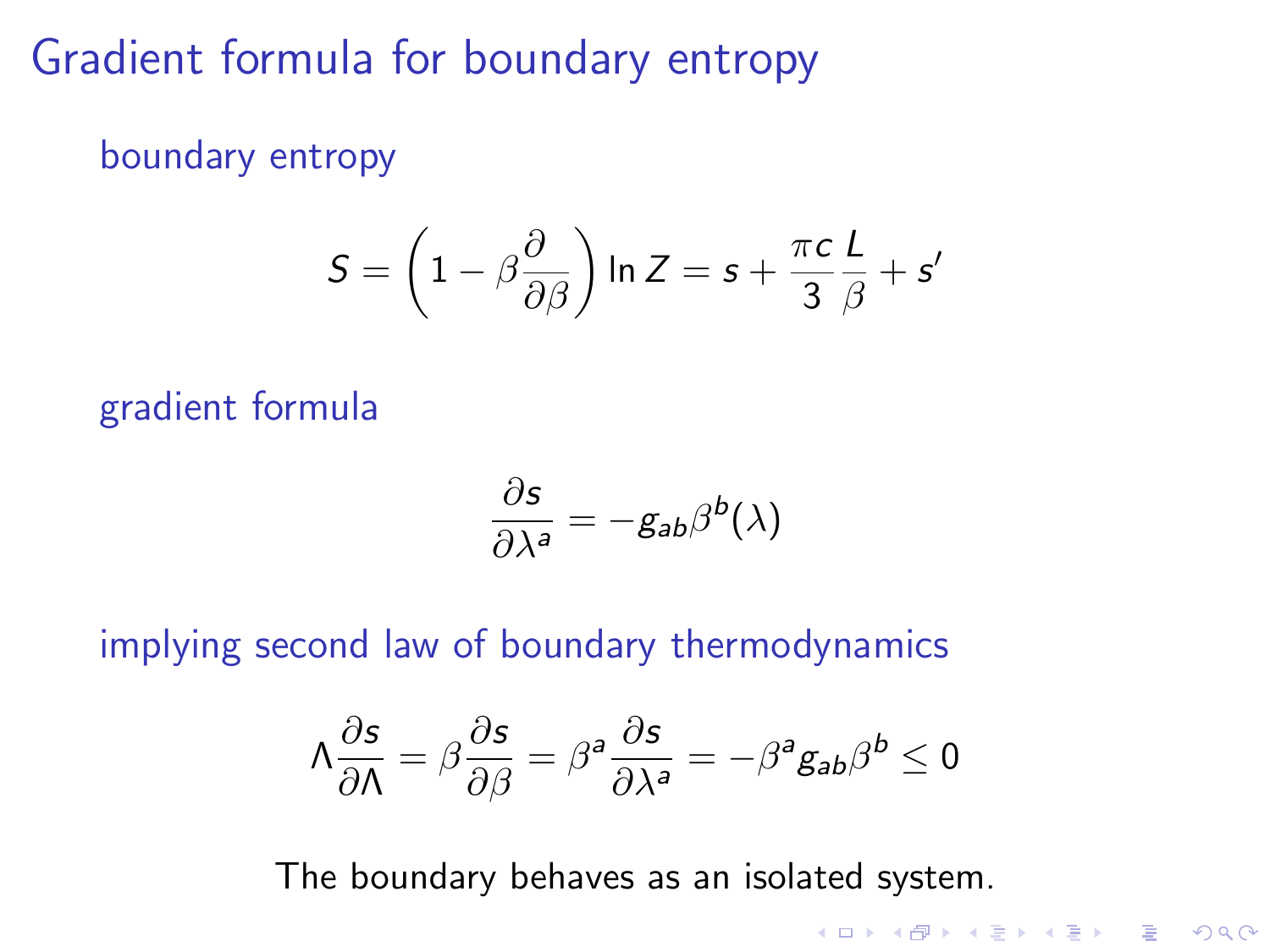# Gradient formula for boundary entropy

boundary entropy

$$S = \left(1 - \beta \frac{\partial}{\partial \beta}\right) \ln Z = s + \frac{\pi c}{3} \frac{L}{\beta} + s'$$

gradient formula

$$\frac{\partial s}{\partial \lambda^a} = -g_{ab} \beta^b(\lambda)$$

implying second law of boundary thermodynamics

$$\Lambda \frac{\partial s}{\partial \Lambda} = \beta \frac{\partial s}{\partial \beta} = \beta^a \frac{\partial s}{\partial \lambda^a} = -\beta^a g_{ab} \beta^b \leq 0$$

The boundary behaves as an isolated system.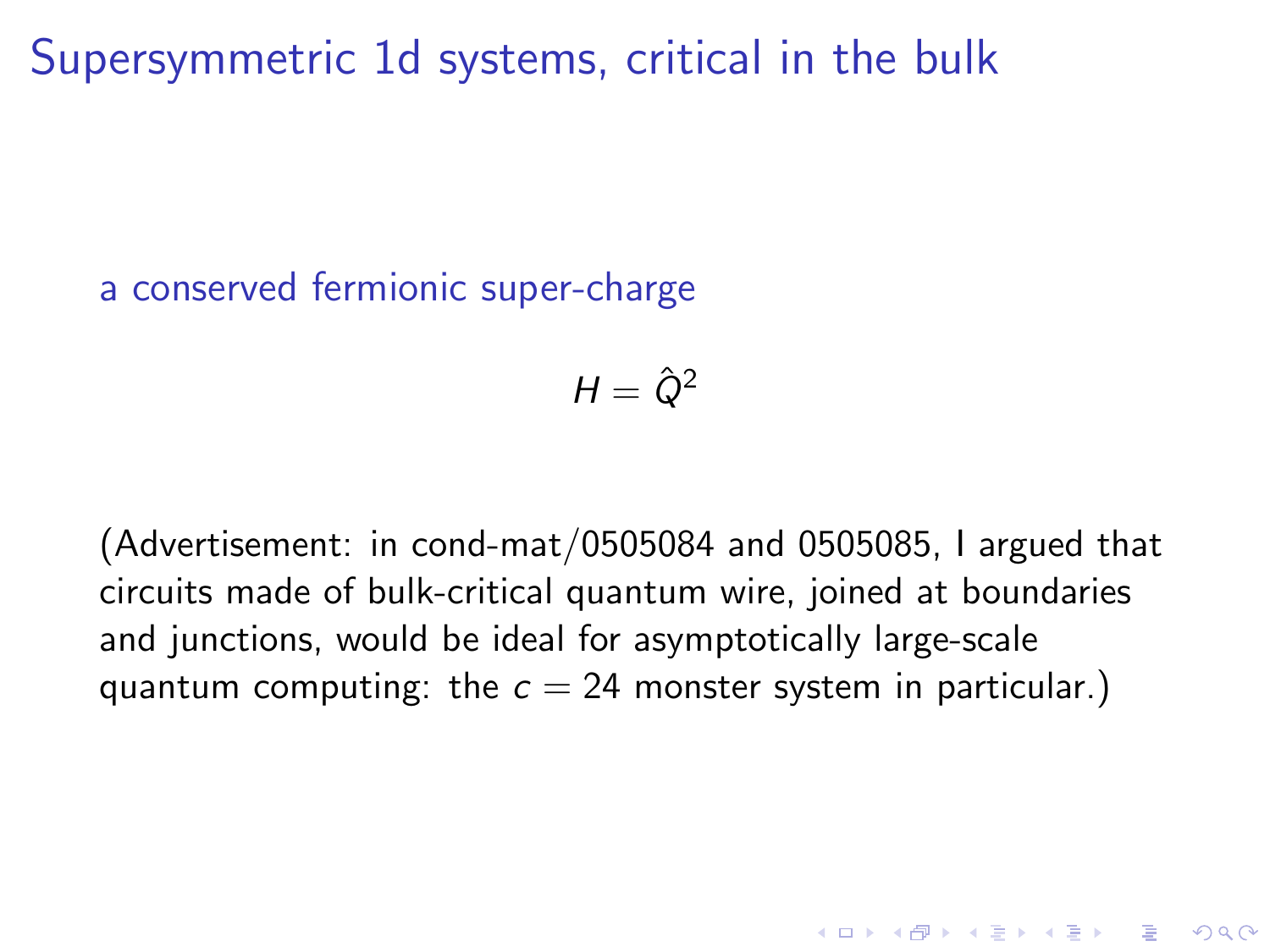# Supersymmetric 1d systems, critical in the bulk

a conserved fermionic super-charge

$$H = \hat{Q}^2$$

(Advertisement: in cond-mat/0505084 and 0505085, I argued that circuits made of bulk-critical quantum wire, joined at boundaries and junctions, would be ideal for asymptotically large-scale quantum computing: the $c = 24$ monster system in particular.)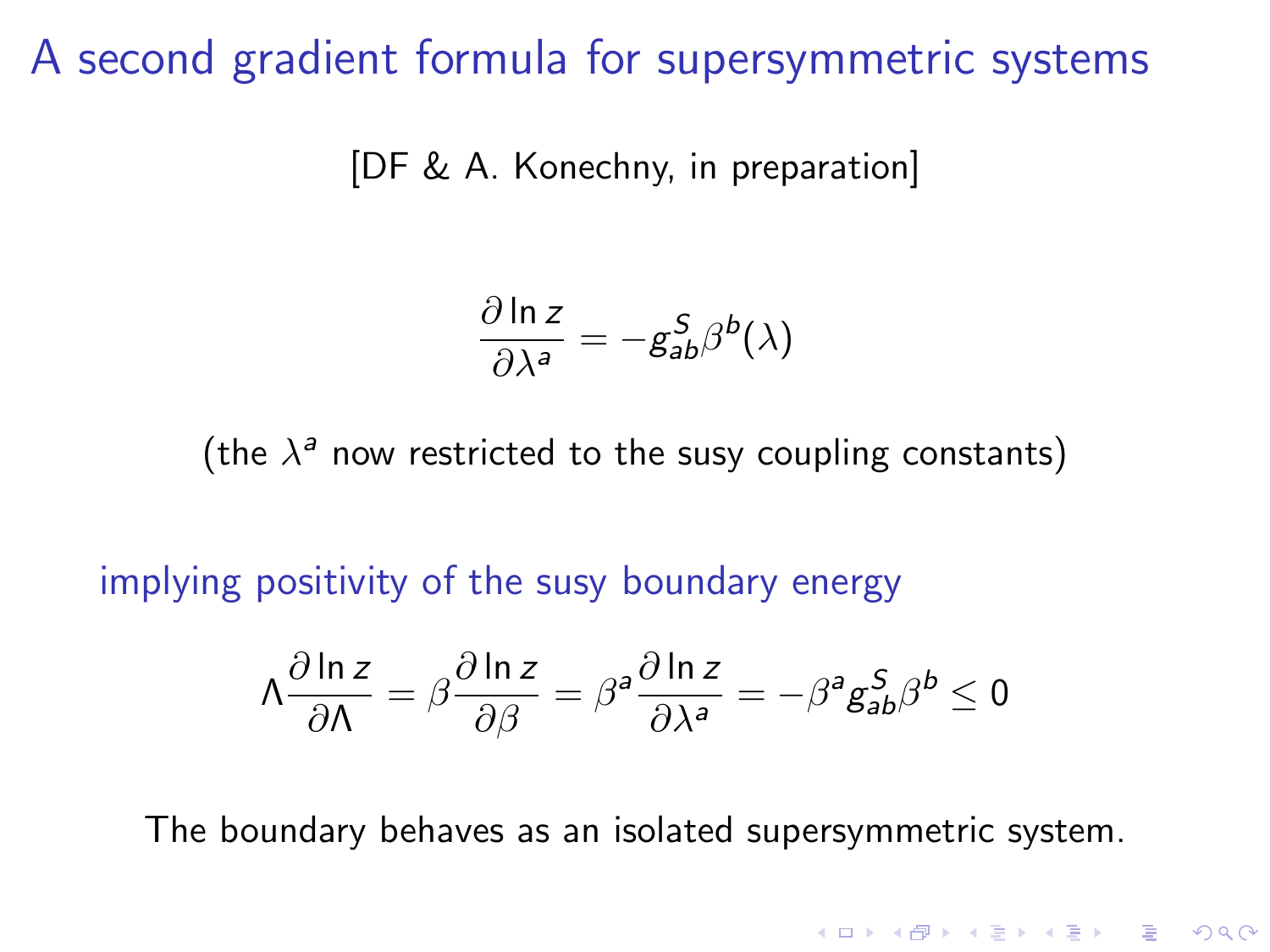# A second gradient formula for supersymmetric systems

[DF & A. Konechny, in preparation]

$$\frac{\partial \ln z}{\partial \lambda^a} = -g^S_{ab}\beta^b(\lambda)$$

(the $\lambda^a$ now restricted to the susy coupling constants)

implying positivity of the susy boundary energy

$$\Lambda \frac{\partial \ln z}{\partial \Lambda} = \beta \frac{\partial \ln z}{\partial \beta} = \beta^a \frac{\partial \ln z}{\partial \lambda^a} = -\beta^a g^S_{ab} \beta^b \leq 0$$

The boundary behaves as an isolated supersymmetric system.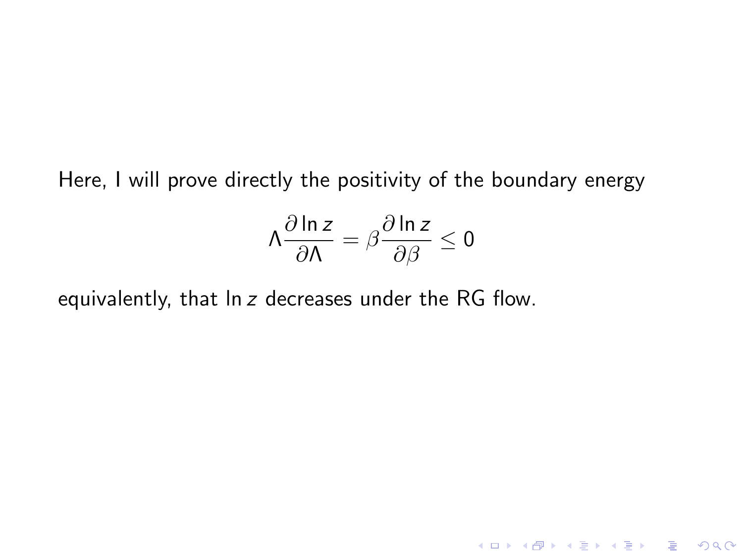Here, I will prove directly the positivity of the boundary energy

$$\Lambda \frac{\partial \ln z}{\partial \Lambda} = \beta \frac{\partial \ln z}{\partial \beta} \leq 0$$

equivalently, that $\ln z$ decreases under the RG flow.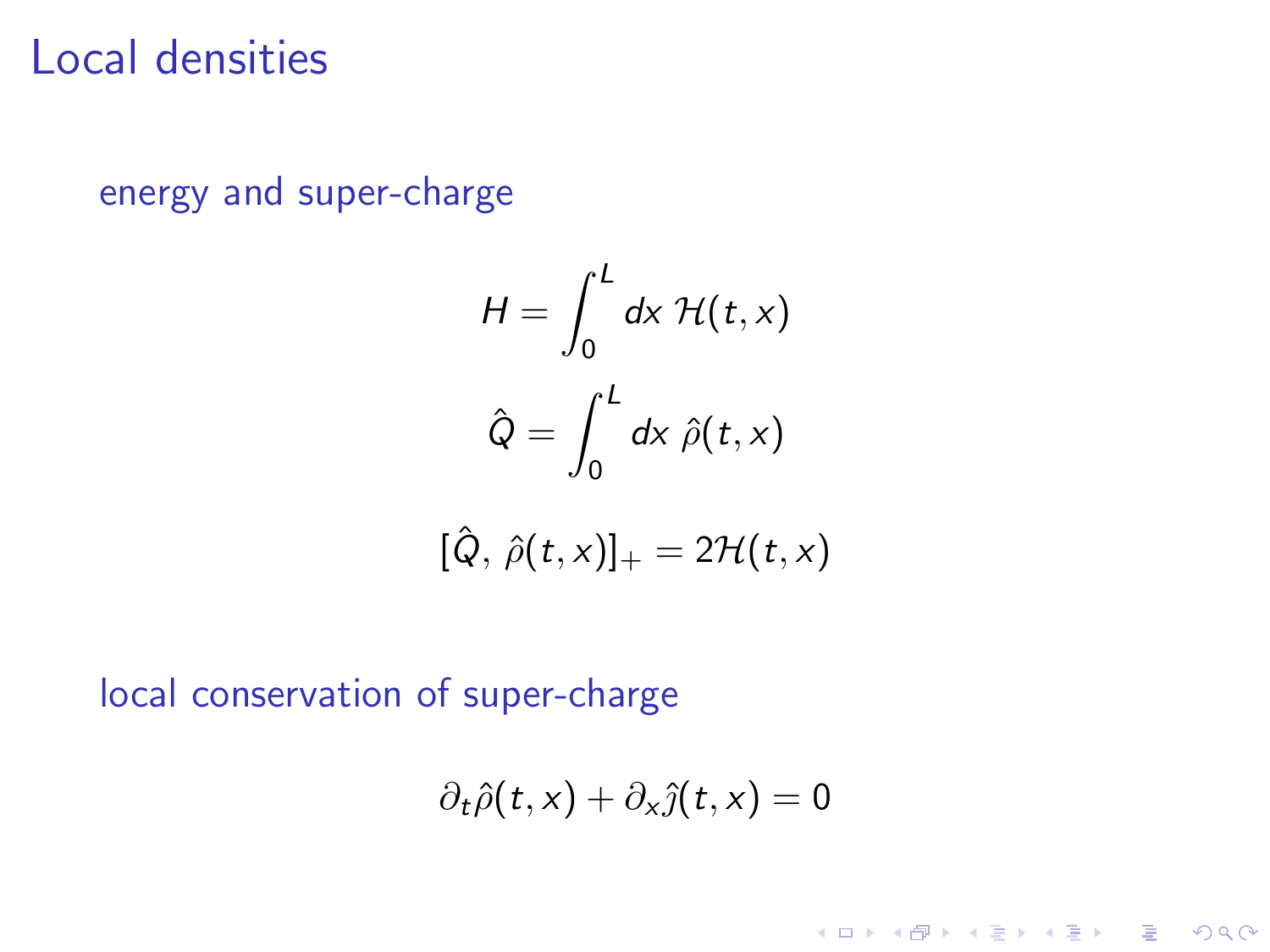# Local densities

energy and super-charge

$$H = \int_0^L dx \; \mathcal{H}(t,x)$$

$$\hat{Q} = \int_0^L dx \; \hat{\rho}(t,x)$$

$$[\hat{Q}, \; \hat{\rho}(t,x)]_+ = 2\mathcal{H}(t,x)$$

local conservation of super-charge

$$\partial_t \hat{\rho}(t,x) + \partial_x \hat{\jmath}(t,x) = 0$$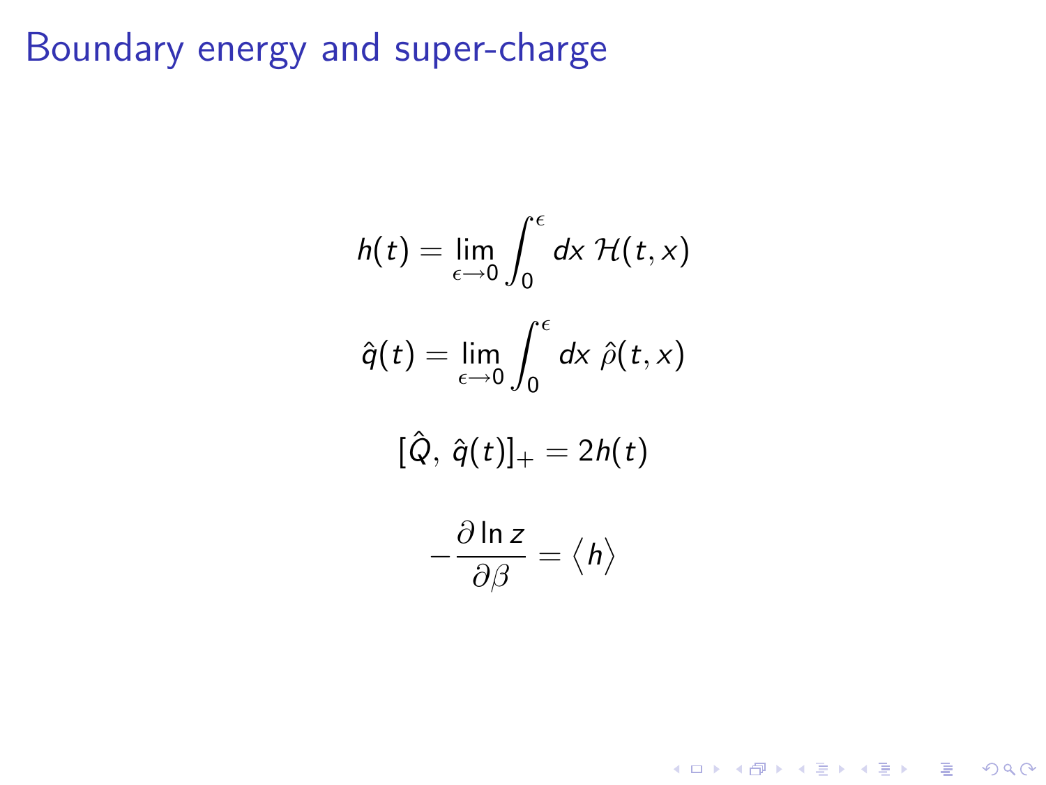# Boundary energy and super-charge

$$h(t) = \lim_{\epsilon \to 0} \int_0^\epsilon dx \; \mathcal{H}(t, x)$$

$$\hat{q}(t) = \lim_{\epsilon \to 0} \int_0^\epsilon dx \; \hat{\rho}(t, x)$$

$$[\hat{Q}, \; \hat{q}(t)]_+ = 2h(t)$$

$$-\frac{\partial \ln z}{\partial \beta} = \langle h \rangle$$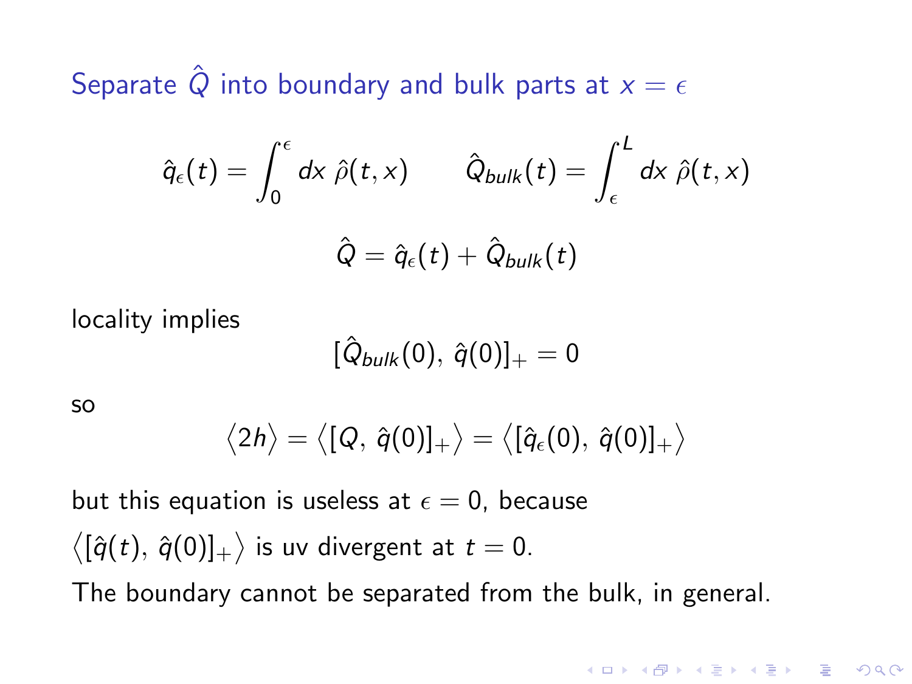## Separate $\hat{Q}$ into boundary and bulk parts at $x = \epsilon$

$$\hat{q}_\epsilon(t) = \int_0^\epsilon dx\ \hat{\rho}(t,x) \qquad \hat{Q}_{bulk}(t) = \int_\epsilon^L dx\ \hat{\rho}(t,x)$$

$$\hat{Q} = \hat{q}_\epsilon(t) + \hat{Q}_{bulk}(t)$$

locality implies

$$[\hat{Q}_{bulk}(0),\, \hat{q}(0)]_+ = 0$$

so

$$\big\langle 2h \big\rangle = \big\langle [Q,\, \hat{q}(0)]_+ \big\rangle = \big\langle [\hat{q}_\epsilon(0),\, \hat{q}(0)]_+ \big\rangle$$

but this equation is useless at $\epsilon = 0$, because

$\big\langle [\hat{q}(t),\, \hat{q}(0)]_+ \big\rangle$ is uv divergent at $t = 0$.

The boundary cannot be separated from the bulk, in general.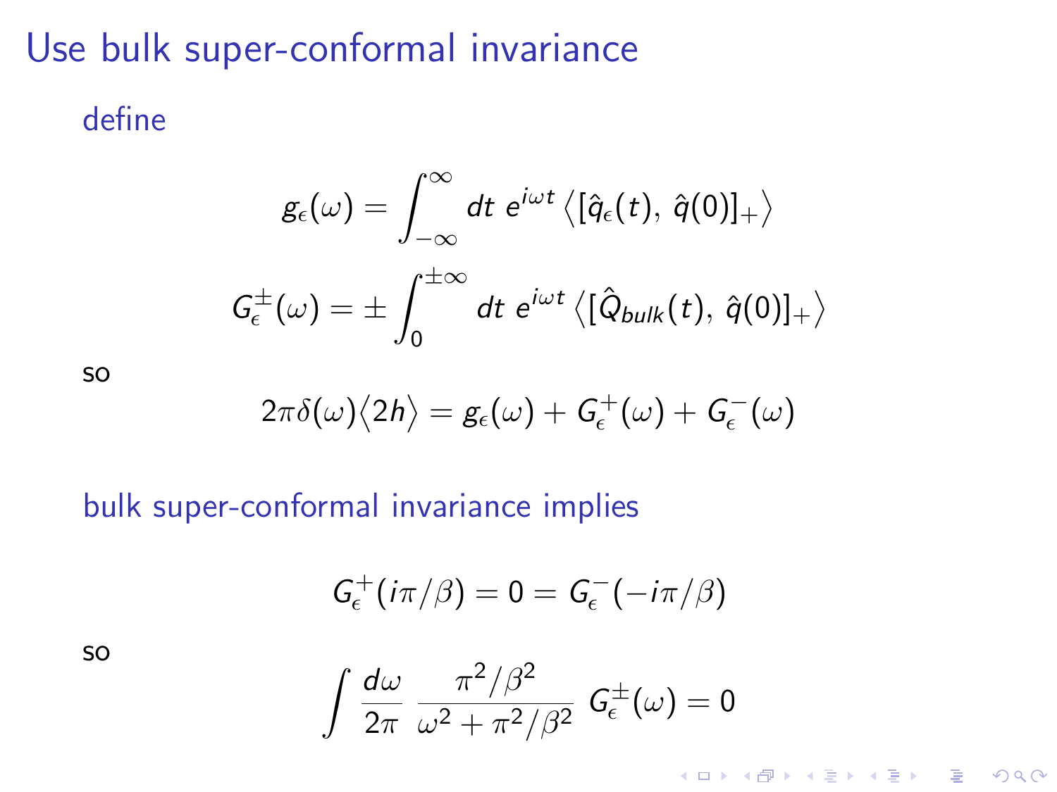# Use bulk super-conformal invariance

define

$$g_\epsilon(\omega) = \int_{-\infty}^{\infty} dt\; e^{i\omega t} \left\langle [\hat{q}_\epsilon(t),\, \hat{q}(0)]_+ \right\rangle$$

$$G_\epsilon^\pm(\omega) = \pm \int_0^{\pm\infty} dt\; e^{i\omega t} \left\langle [\hat{Q}_{bulk}(t),\, \hat{q}(0)]_+ \right\rangle$$

so

$$2\pi\delta(\omega)\left\langle 2h \right\rangle = g_\epsilon(\omega) + G_\epsilon^+(\omega) + G_\epsilon^-(\omega)$$

bulk super-conformal invariance implies

$$G_\epsilon^+(i\pi/\beta) = 0 = G_\epsilon^-(-i\pi/\beta)$$

so

$$\int \frac{d\omega}{2\pi}\; \frac{\pi^2/\beta^2}{\omega^2 + \pi^2/\beta^2}\; G_\epsilon^\pm(\omega) = 0$$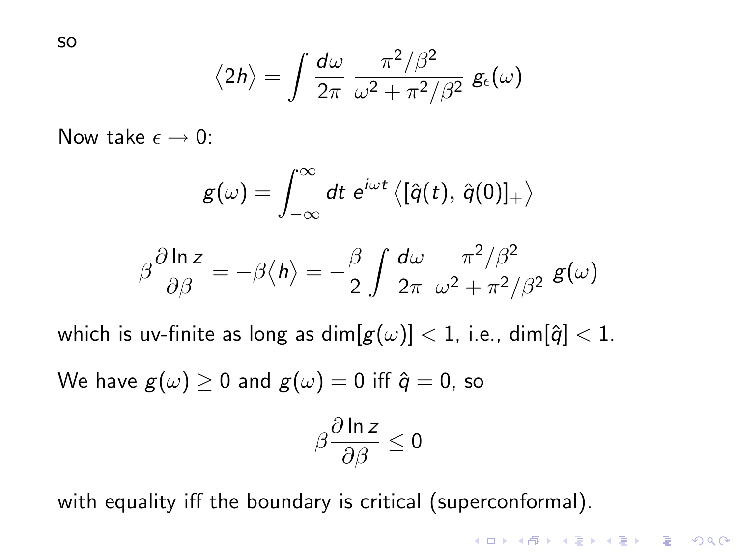so

$$\langle 2h \rangle = \int \frac{d\omega}{2\pi} \; \frac{\pi^2/\beta^2}{\omega^2 + \pi^2/\beta^2} \; g_\epsilon(\omega)$$

Now take $\epsilon \to 0$:

$$g(\omega) = \int_{-\infty}^{\infty} dt \; e^{i\omega t} \left\langle [\hat{q}(t), \; \hat{q}(0)]_+ \right\rangle$$

$$\beta \frac{\partial \ln z}{\partial \beta} = -\beta \langle h \rangle = -\frac{\beta}{2} \int \frac{d\omega}{2\pi} \; \frac{\pi^2/\beta^2}{\omega^2 + \pi^2/\beta^2} \; g(\omega)$$

which is uv-finite as long as $\dim[g(\omega)] < 1$, i.e., $\dim[\hat{q}] < 1$.

We have $g(\omega) \geq 0$ and $g(\omega) = 0$ iff $\hat{q} = 0$, so

$$\beta \frac{\partial \ln z}{\partial \beta} \leq 0$$

with equality iff the boundary is critical (superconformal).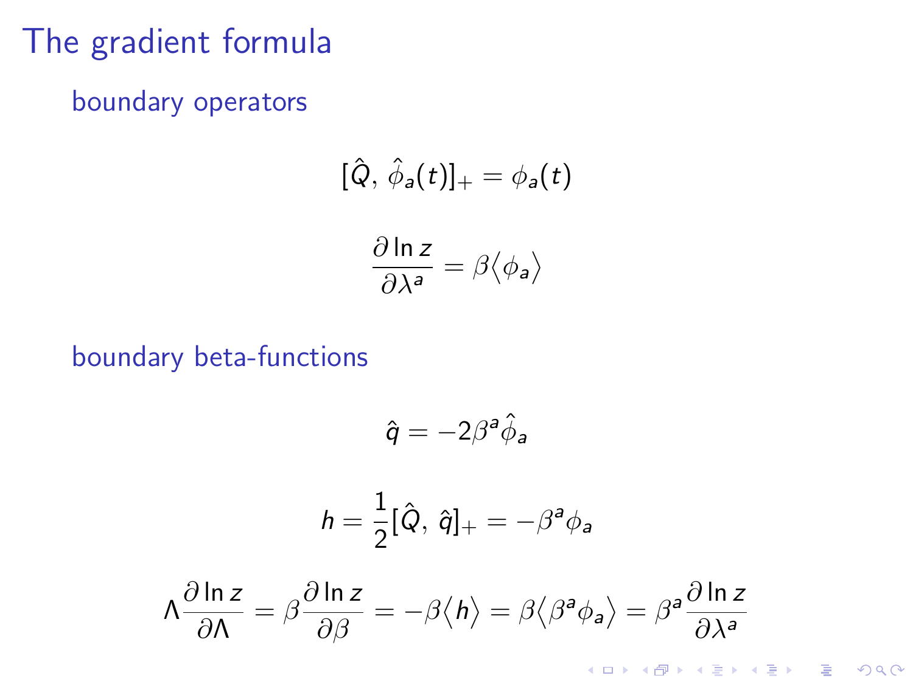# The gradient formula

boundary operators

$$[\hat{Q},\, \hat{\phi}_a(t)]_+ = \phi_a(t)$$

$$\frac{\partial \ln z}{\partial \lambda^a} = \beta \langle \phi_a \rangle$$

boundary beta-functions

$$\hat{q} = -2\beta^a \hat{\phi}_a$$

$$h = \frac{1}{2}[\hat{Q},\, \hat{q}]_+ = -\beta^a \phi_a$$

$$\Lambda \frac{\partial \ln z}{\partial \Lambda} = \beta \frac{\partial \ln z}{\partial \beta} = -\beta \langle h \rangle = \beta \langle \beta^a \phi_a \rangle = \beta^a \frac{\partial \ln z}{\partial \lambda^a}$$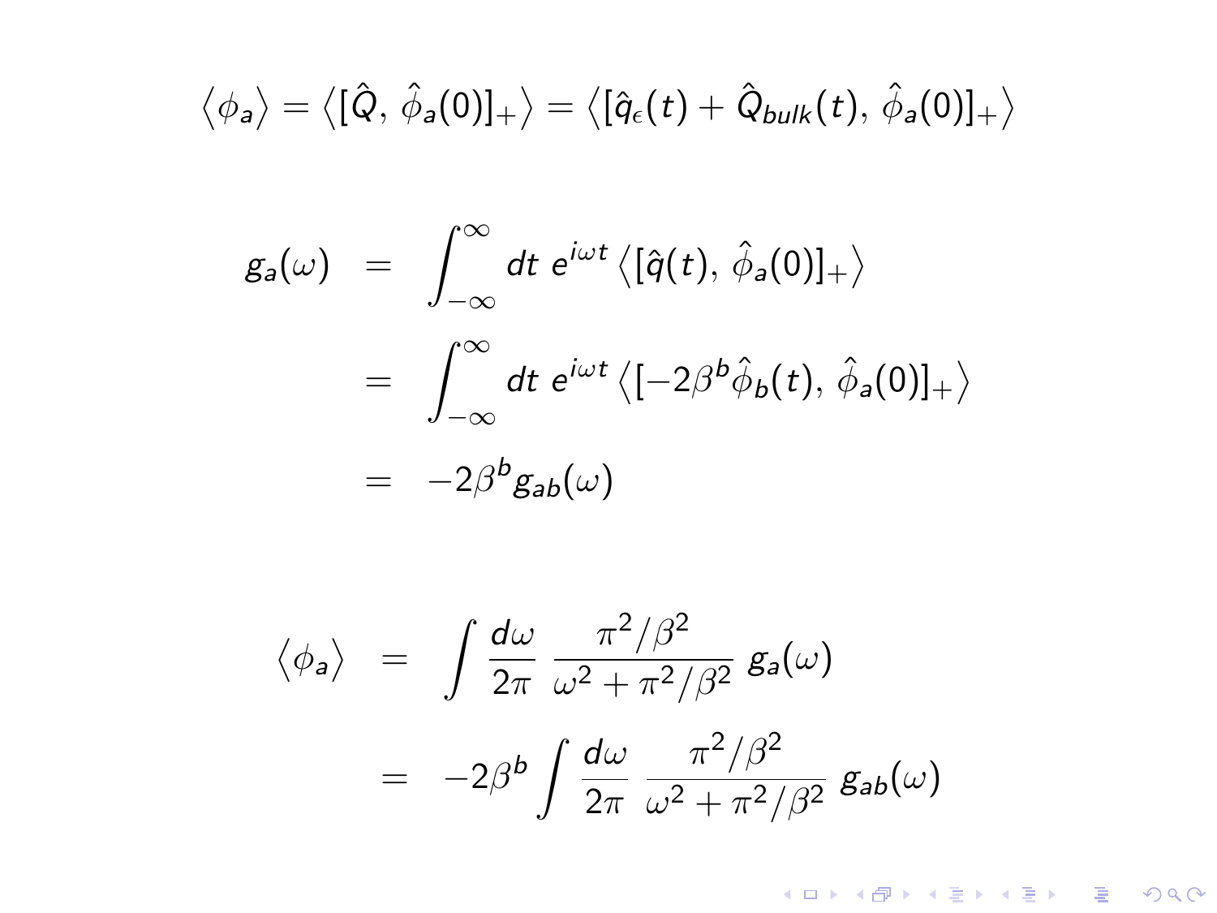$$\langle \phi_a \rangle = \langle [\hat{Q},\, \hat{\phi}_a(0)]_+ \rangle = \langle [\hat{q}_\epsilon(t) + \hat{Q}_{bulk}(t),\, \hat{\phi}_a(0)]_+ \rangle$$

$$\begin{aligned}
g_a(\omega) &= \int_{-\infty}^{\infty} dt\; e^{i\omega t} \langle [\hat{q}(t),\, \hat{\phi}_a(0)]_+ \rangle \\
&= \int_{-\infty}^{\infty} dt\; e^{i\omega t} \langle [-2\beta^b \hat{\phi}_b(t),\, \hat{\phi}_a(0)]_+ \rangle \\
&= -2\beta^b g_{ab}(\omega)
\end{aligned}$$

$$\begin{aligned}
\langle \phi_a \rangle &= \int \frac{d\omega}{2\pi}\; \frac{\pi^2/\beta^2}{\omega^2 + \pi^2/\beta^2}\; g_a(\omega) \\
&= -2\beta^b \int \frac{d\omega}{2\pi}\; \frac{\pi^2/\beta^2}{\omega^2 + \pi^2/\beta^2}\; g_{ab}(\omega)
\end{aligned}$$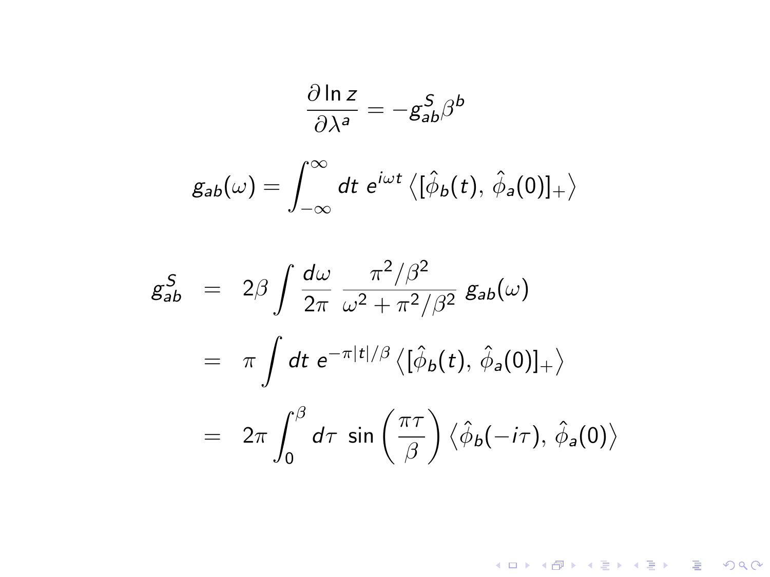$$\frac{\partial \ln z}{\partial \lambda^a} = -g^S_{ab}\beta^b$$

$$g_{ab}(\omega) = \int_{-\infty}^{\infty} dt\ e^{i\omega t} \left\langle [\hat{\phi}_b(t),\, \hat{\phi}_a(0)]_+ \right\rangle$$

$$\begin{aligned}
g^S_{ab} &= 2\beta \int \frac{d\omega}{2\pi}\ \frac{\pi^2/\beta^2}{\omega^2 + \pi^2/\beta^2}\ g_{ab}(\omega) \\
&= \pi \int dt\ e^{-\pi|t|/\beta} \left\langle [\hat{\phi}_b(t),\, \hat{\phi}_a(0)]_+ \right\rangle \\
&= 2\pi \int_0^\beta d\tau\ \sin\left(\frac{\pi\tau}{\beta}\right) \left\langle \hat{\phi}_b(-i\tau),\, \hat{\phi}_a(0) \right\rangle
\end{aligned}$$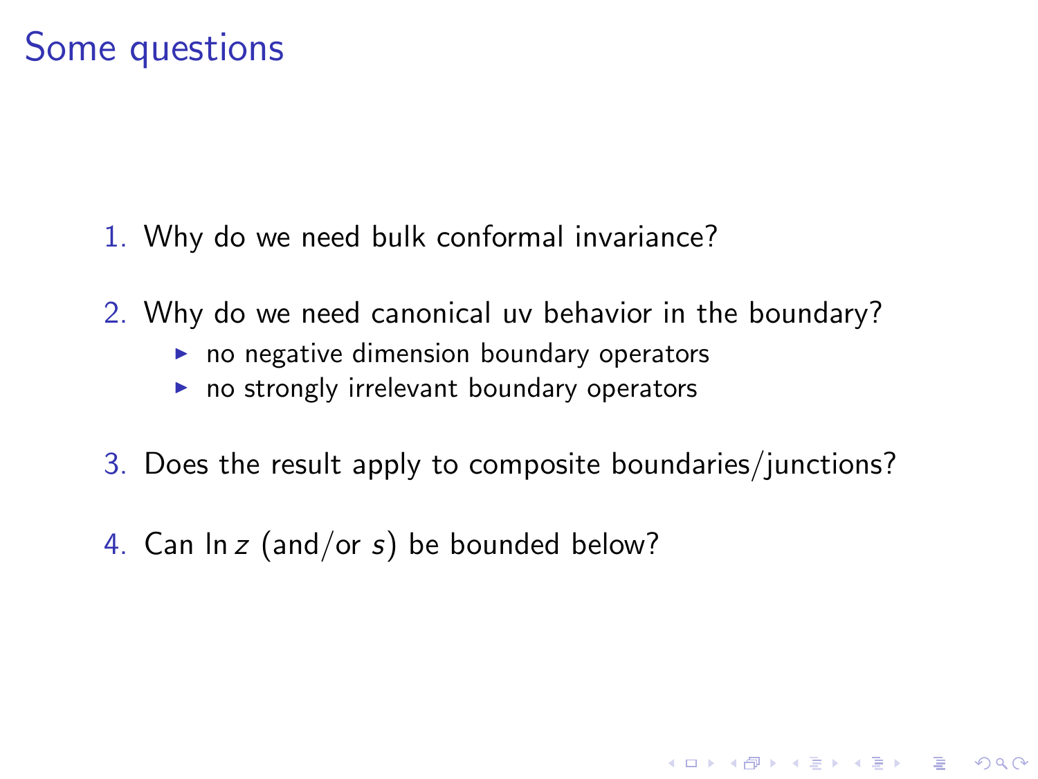# Some questions

1. Why do we need bulk conformal invariance?
2. Why do we need canonical uv behavior in the boundary?
   - no negative dimension boundary operators
   - no strongly irrelevant boundary operators
3. Does the result apply to composite boundaries/junctions?
4. Can $\ln z$ (and/or $s$) be bounded below?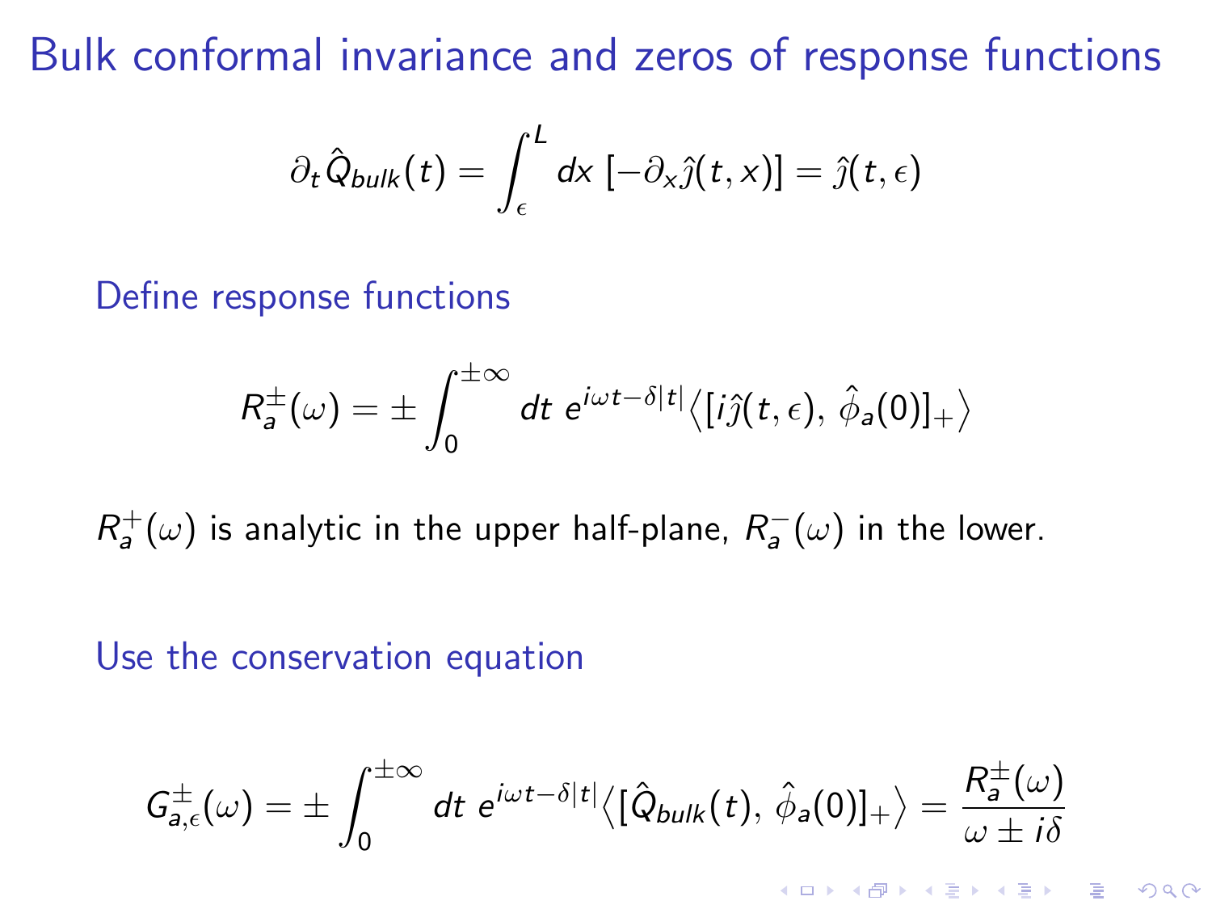# Bulk conformal invariance and zeros of response functions

$$\partial_t \hat{Q}_{bulk}(t) = \int_{\epsilon}^{L} dx \, [-\partial_x \hat{\jmath}(t,x)] = \hat{\jmath}(t,\epsilon)$$

Define response functions

$$R_a^{\pm}(\omega) = \pm \int_0^{\pm\infty} dt \; e^{i\omega t - \delta|t|} \big\langle [i\hat{\jmath}(t,\epsilon),\, \hat{\phi}_a(0)]_+ \big\rangle$$

$R_a^+(\omega)$ is analytic in the upper half-plane, $R_a^-(\omega)$ in the lower.

Use the conservation equation

$$G_{a,\epsilon}^{\pm}(\omega) = \pm \int_0^{\pm\infty} dt \; e^{i\omega t - \delta|t|} \big\langle [\hat{Q}_{bulk}(t),\, \hat{\phi}_a(0)]_+ \big\rangle = \frac{R_a^{\pm}(\omega)}{\omega \pm i\delta}$$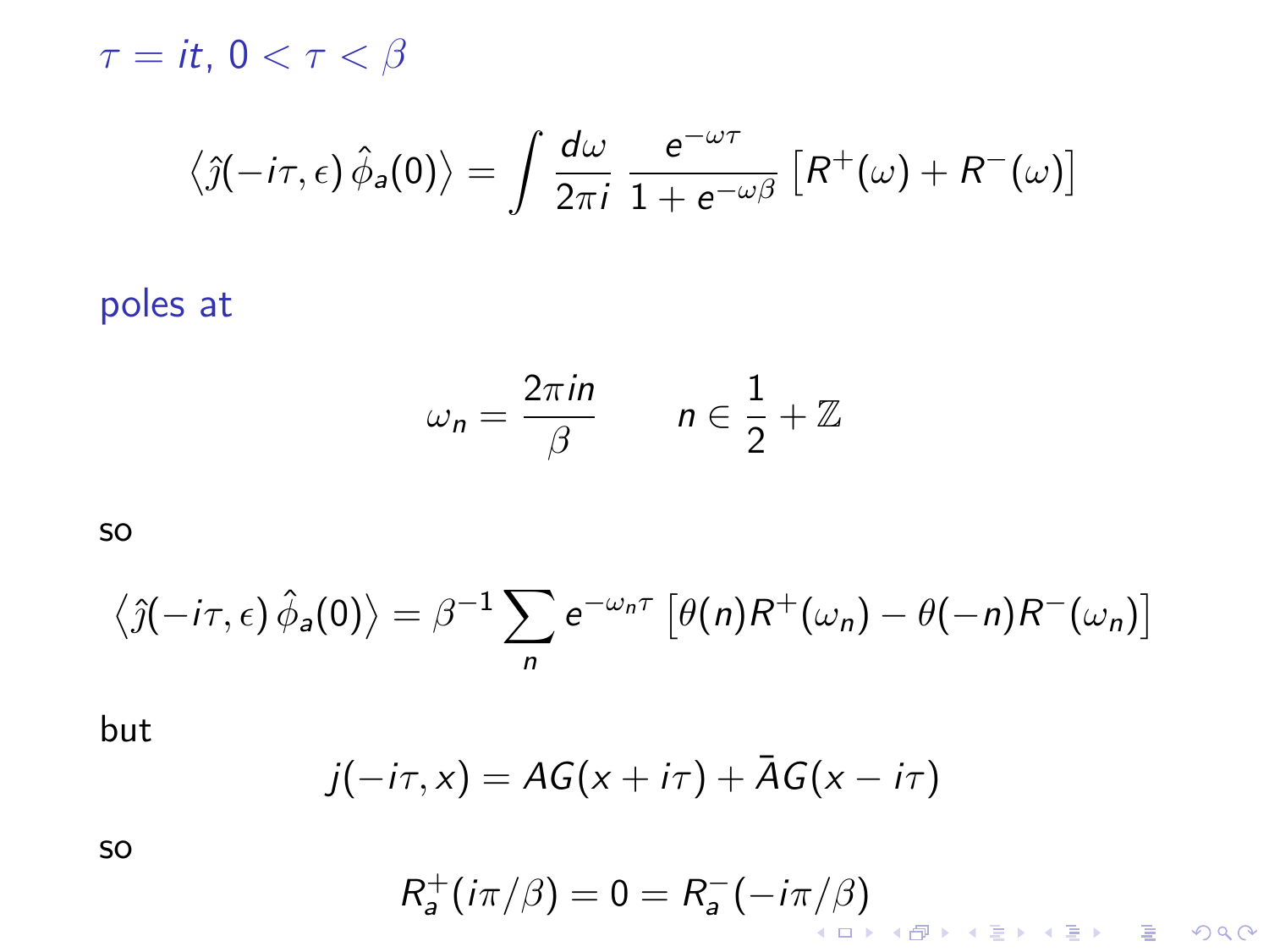$\tau = it$, $0 < \tau < \beta$

$$\left\langle \hat{\jmath}(-i\tau, \epsilon)\, \hat{\phi}_a(0) \right\rangle = \int \frac{d\omega}{2\pi i} \, \frac{e^{-\omega\tau}}{1 + e^{-\omega\beta}} \left[ R^+(\omega) + R^-(\omega) \right]$$

poles at

$$\omega_n = \frac{2\pi i n}{\beta} \qquad n \in \frac{1}{2} + \mathbb{Z}$$

so

$$\left\langle \hat{\jmath}(-i\tau, \epsilon)\, \hat{\phi}_a(0) \right\rangle = \beta^{-1} \sum_n e^{-\omega_n \tau} \left[ \theta(n) R^+(\omega_n) - \theta(-n) R^-(\omega_n) \right]$$

but

$$j(-i\tau, x) = A G(x + i\tau) + \bar{A} G(x - i\tau)$$

so

$$R_a^+(i\pi/\beta) = 0 = R_a^-(-i\pi/\beta)$$